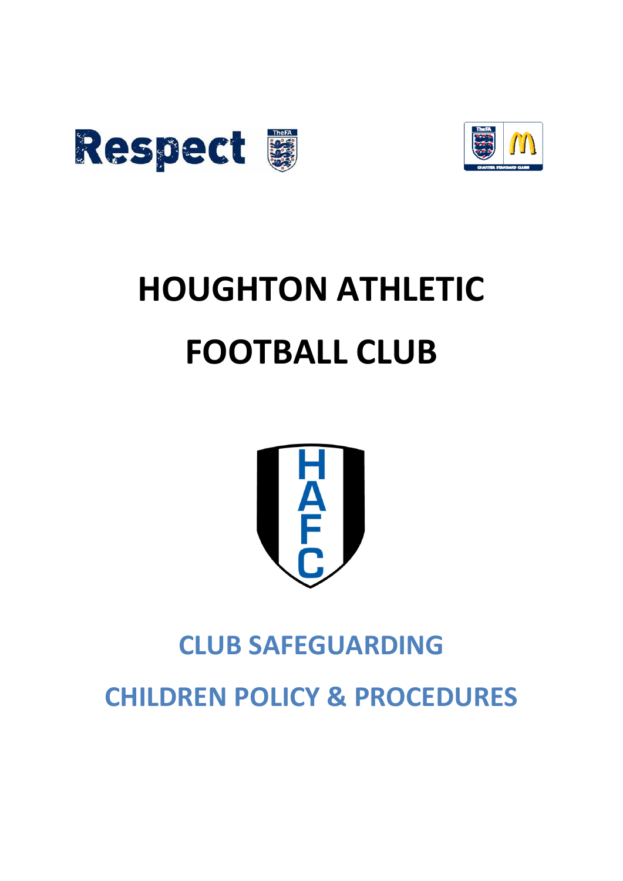# HOUGHTON ATHLETIC FOOTBALL CLUB

## CLUB SAFEGUARDING CHILDREN POLICY & PROCEDURES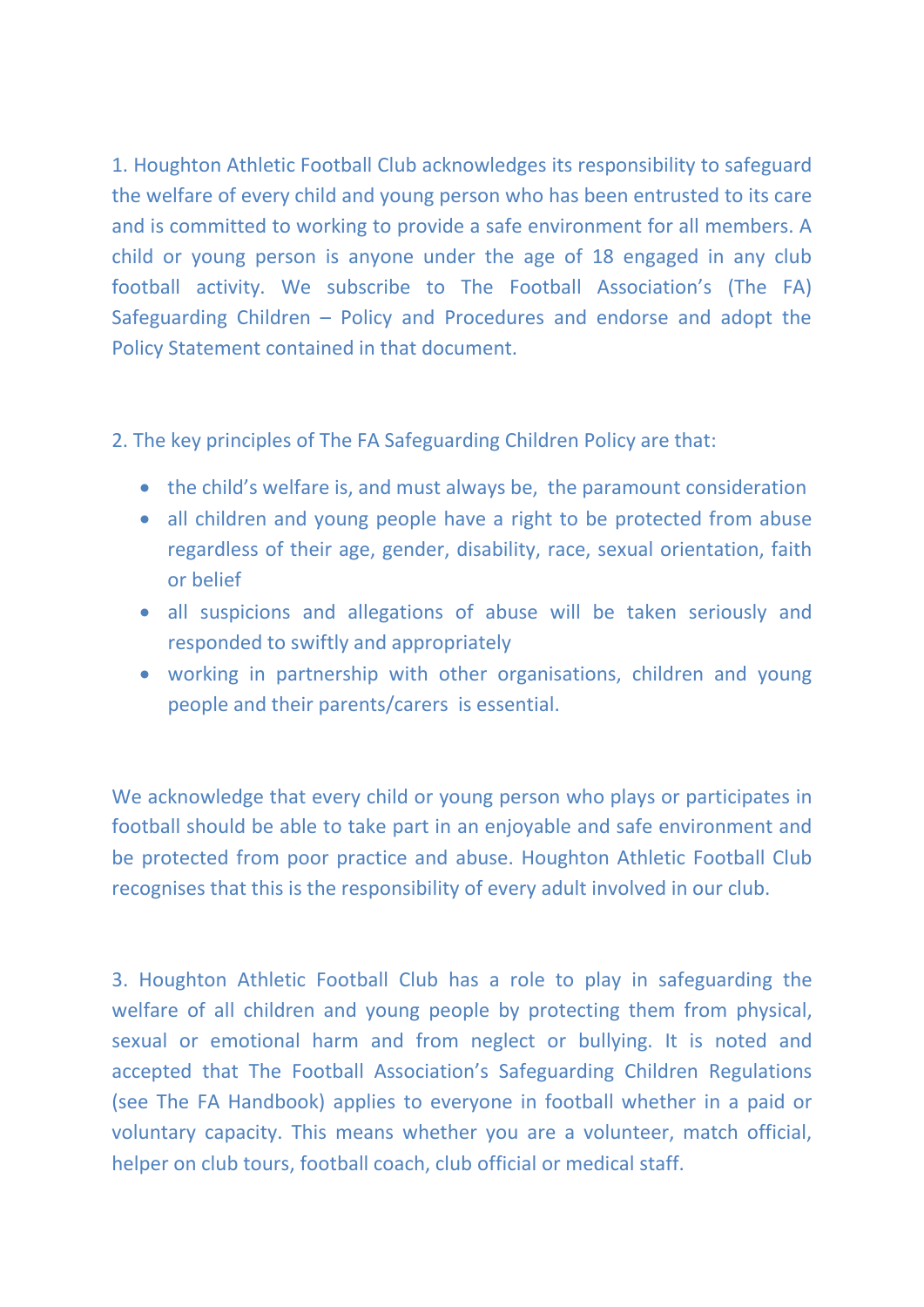1. Houghton Athletic Football Club acknowledges its responsibility to safeguard the welfare of every child and young person who has been entrusted to its care and is committed to working to provide a safe environment for all members. A child or young person is anyone under the age of 18 engaged in any club football activity. We subscribe to The Football Association's (The FA) Safeguarding Children – Policy and Procedures and endorse and adopt the Policy Statement contained in that document.

2. The key principles of The FA Safeguarding Children Policy are that:

- the child's welfare is, and must always be, the paramount consideration
- all children and young people have a right to be protected from abuse regardless of their age, gender, disability, race, sexual orientation, faith or belief
- all suspicions and allegations of abuse will be taken seriously and responded to swiftly and appropriately
- working in partnership with other organisations, children and young people and their parents/carers is essential.

We acknowledge that every child or young person who plays or participates in football should be able to take part in an enjoyable and safe environment and be protected from poor practice and abuse. Houghton Athletic Football Club recognises that this is the responsibility of every adult involved in our club.

3. Houghton Athletic Football Club has a role to play in safeguarding the welfare of all children and young people by protecting them from physical, sexual or emotional harm and from neglect or bullying. It is noted and accepted that The Football Association's Safeguarding Children Regulations (see The FA Handbook) applies to everyone in football whether in a paid or voluntary capacity. This means whether you are a volunteer, match official, helper on club tours, football coach, club official or medical staff.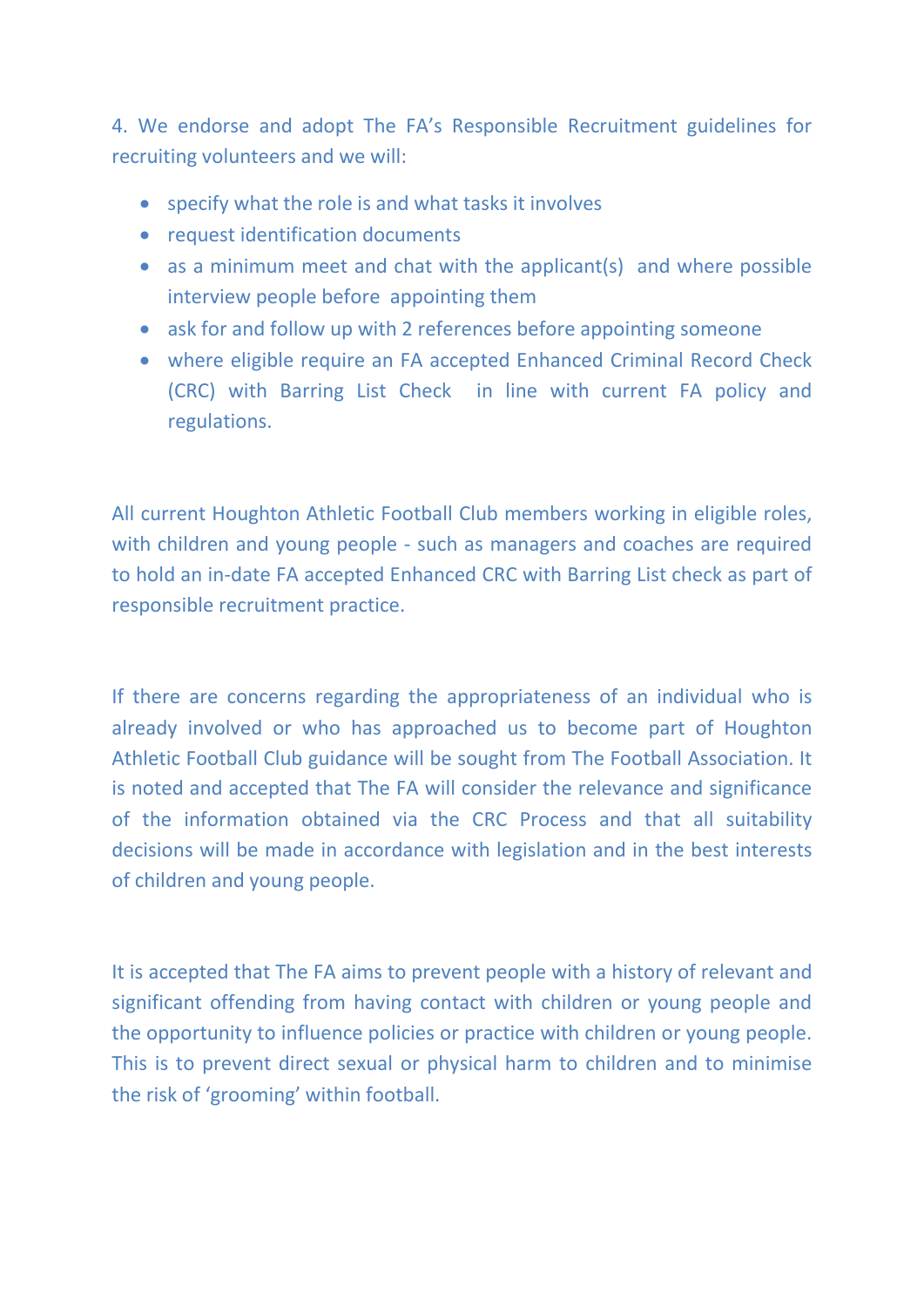4. We endorse and adopt The FA's Responsible Recruitment guidelines for recruiting volunteers and we will:

- specify what the role is and what tasks it involves
- request identification documents
- as a minimum meet and chat with the applicant(s) and where possible interview people before appointing them
- ask for and follow up with 2 references before appointing someone
- where eligible require an FA accepted Enhanced Criminal Record Check (CRC) with Barring List Check in line with current FA policy and regulations.

All current Houghton Athletic Football Club members working in eligible roles, with children and young people - such as managers and coaches are required to hold an in-date FA accepted Enhanced CRC with Barring List check as part of responsible recruitment practice.

If there are concerns regarding the appropriateness of an individual who is already involved or who has approached us to become part of Houghton Athletic Football Club guidance will be sought from The Football Association. It is noted and accepted that The FA will consider the relevance and significance of the information obtained via the CRC Process and that all suitability decisions will be made in accordance with legislation and in the best interests of children and young people.

It is accepted that The FA aims to prevent people with a history of relevant and significant offending from having contact with children or young people and the opportunity to influence policies or practice with children or young people. This is to prevent direct sexual or physical harm to children and to minimise the risk of 'grooming' within football.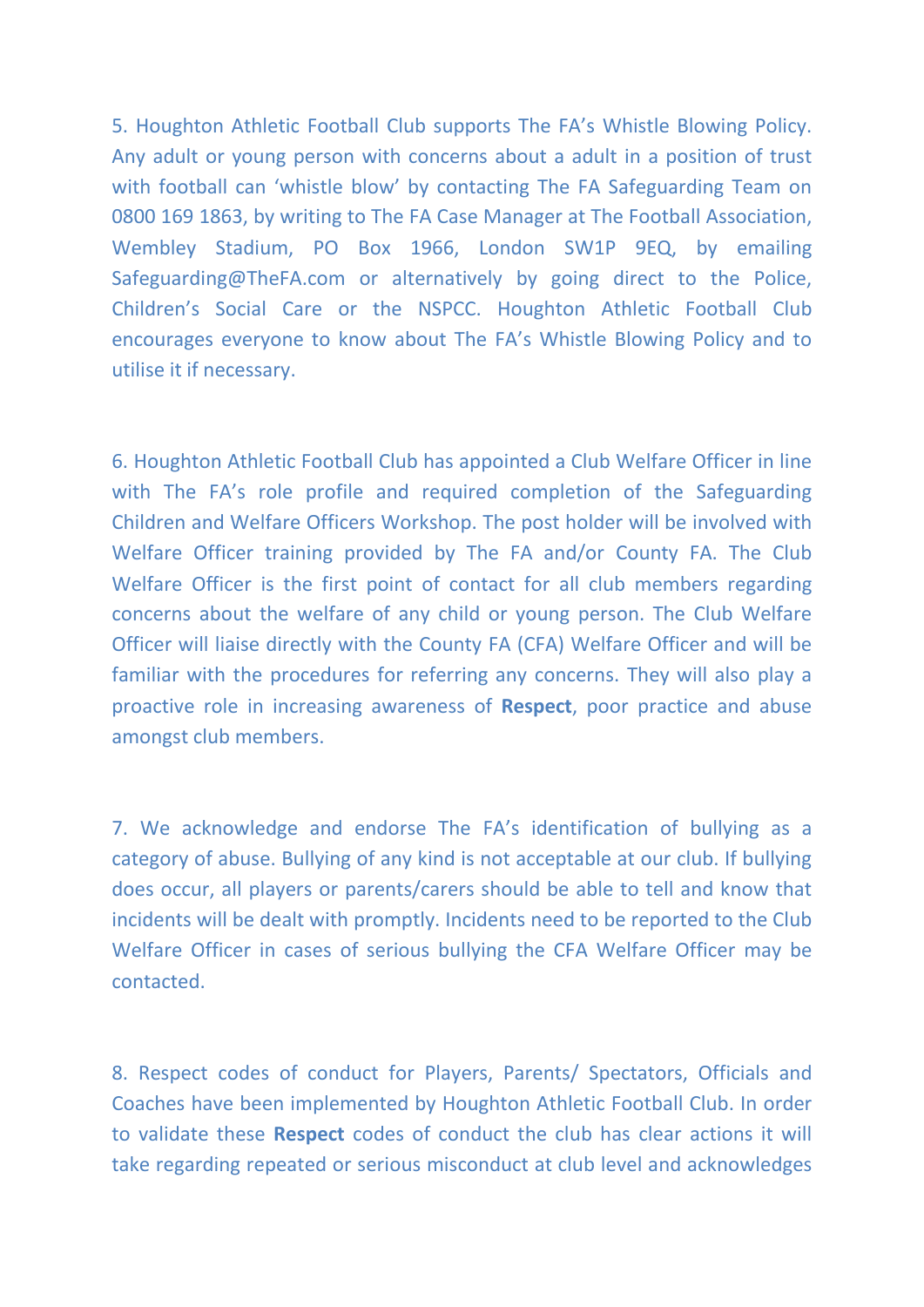5. Houghton Athletic Football Club supports The FA's Whistle Blowing Policy. Any adult or young person with concerns about a adult in a position of trust with football can 'whistle blow' by contacting The FA Safeguarding Team on 0800 169 1863, by writing to The FA Case Manager at The Football Association, Wembley Stadium, PO Box 1966, London SW1P 9EQ, by emailing Safeguarding@TheFA.com or alternatively by going direct to the Police, Children's Social Care or the NSPCC. Houghton Athletic Football Club encourages everyone to know about The FA's Whistle Blowing Policy and to utilise it if necessary.

6. Houghton Athletic Football Club has appointed a Club Welfare Officer in line with The FA's role profile and required completion of the Safeguarding Children and Welfare Officers Workshop. The post holder will be involved with Welfare Officer training provided by The FA and/or County FA. The Club Welfare Officer is the first point of contact for all club members regarding concerns about the welfare of any child or young person. The Club Welfare Officer will liaise directly with the County FA (CFA) Welfare Officer and will be familiar with the procedures for referring any concerns. They will also play a proactive role in increasing awareness of **Respect**, poor practice and abuse amongst club members.

7. We acknowledge and endorse The FA's identification of bullying as a category of abuse. Bullying of any kind is not acceptable at our club. If bullying does occur, all players or parents/carers should be able to tell and know that incidents will be dealt with promptly. Incidents need to be reported to the Club Welfare Officer in cases of serious bullying the CFA Welfare Officer may be contacted.

8. Respect codes of conduct for Players, Parents/ Spectators, Officials and Coaches have been implemented by Houghton Athletic Football Club. In order to validate these **Respect** codes of conduct the club has clear actions it will take regarding repeated or serious misconduct at club level and acknowledges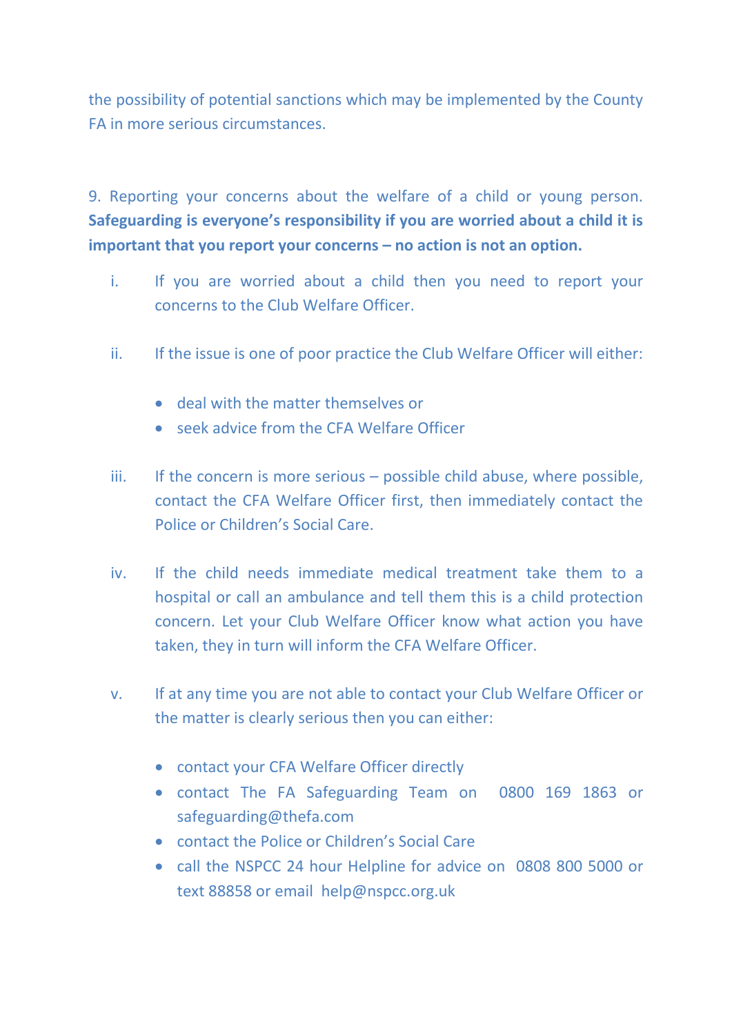the possibility of potential sanctions which may be implemented by the County FA in more serious circumstances.

9. Reporting your concerns about the welfare of a child or young person. **Safeguarding is everyone's responsibility if you are worried about a child it is important that you report your concerns – no action is not an option.**

i. If you are worried about a child then you need to report your concerns to the Club Welfare Officer.

ii. If the issue is one of poor practice the Club Welfare Officer will either:

- deal with the matter themselves or
- seek advice from the CFA Welfare Officer

iii. If the concern is more serious – possible child abuse, where possible, contact the CFA Welfare Officer first, then immediately contact the Police or Children's Social Care.

iv. If the child needs immediate medical treatment take them to a hospital or call an ambulance and tell them this is a child protection concern. Let your Club Welfare Officer know what action you have taken, they in turn will inform the CFA Welfare Officer.

v. If at any time you are not able to contact your Club Welfare Officer or the matter is clearly serious then you can either:

- contact your CFA Welfare Officer directly
- contact The FA Safeguarding Team on 0800 169 1863 or safeguarding@thefa.com
- contact the Police or Children's Social Care
- call the NSPCC 24 hour Helpline for advice on 0808 800 5000 or text 88858 or email help@nspcc.org.uk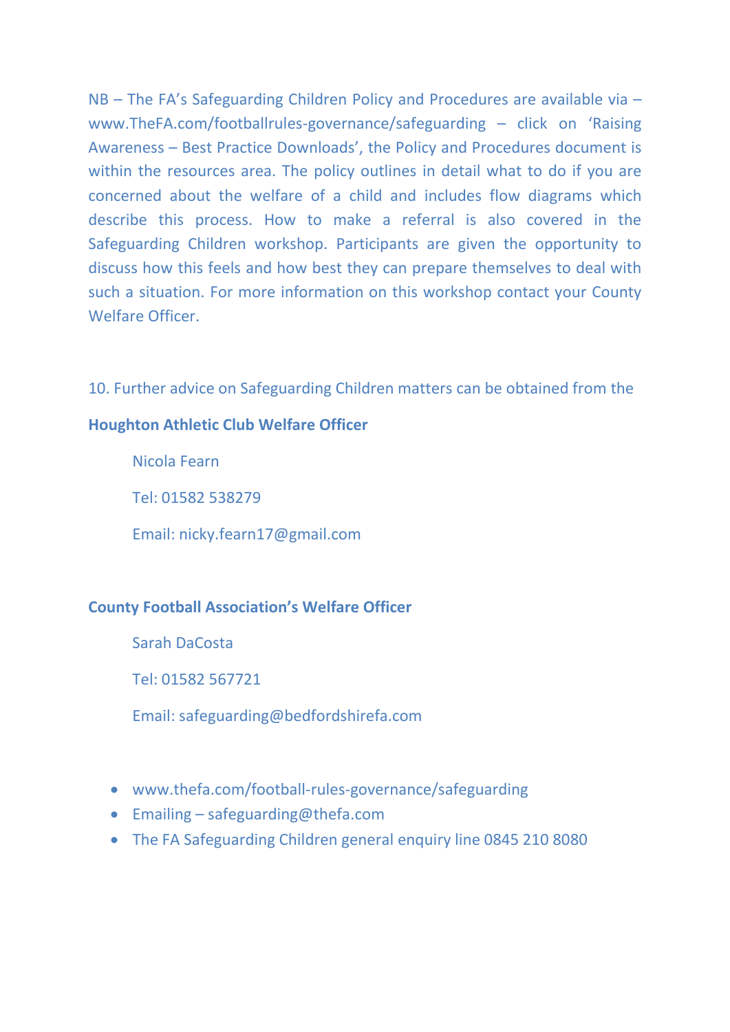NB – The FA's Safeguarding Children Policy and Procedures are available via – www.TheFA.com/footballrules-governance/safeguarding – click on 'Raising Awareness – Best Practice Downloads', the Policy and Procedures document is within the resources area. The policy outlines in detail what to do if you are concerned about the welfare of a child and includes flow diagrams which describe this process. How to make a referral is also covered in the Safeguarding Children workshop. Participants are given the opportunity to discuss how this feels and how best they can prepare themselves to deal with such a situation. For more information on this workshop contact your County Welfare Officer.

10. Further advice on Safeguarding Children matters can be obtained from the

**Houghton Athletic Club Welfare Officer**

Nicola Fearn

Tel: 01582 538279

Email: nicky.fearn17@gmail.com

**County Football Association's Welfare Officer**

Sarah DaCosta

Tel: 01582 567721

Email: safeguarding@bedfordshirefa.com

- www.thefa.com/football-rules-governance/safeguarding
- Emailing – safeguarding@thefa.com
- The FA Safeguarding Children general enquiry line 0845 210 8080